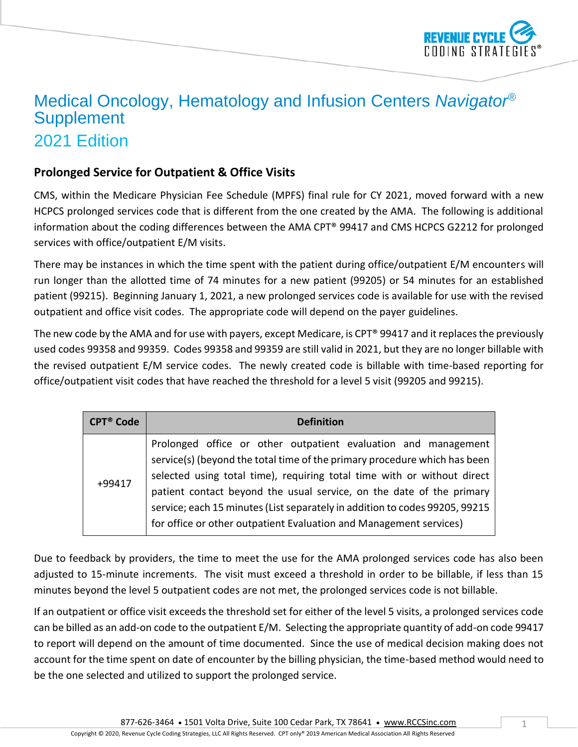# Medical Oncology, Hematology and Infusion Centers *Navigator*® Supplement

## 2021 Edition

### Prolonged Service for Outpatient & Office Visits

CMS, within the Medicare Physician Fee Schedule (MPFS) final rule for CY 2021, moved forward with a new HCPCS prolonged services code that is different from the one created by the AMA. The following is additional information about the coding differences between the AMA CPT® 99417 and CMS HCPCS G2212 for prolonged services with office/outpatient E/M visits.

There may be instances in which the time spent with the patient during office/outpatient E/M encounters will run longer than the allotted time of 74 minutes for a new patient (99205) or 54 minutes for an established patient (99215). Beginning January 1, 2021, a new prolonged services code is available for use with the revised outpatient and office visit codes. The appropriate code will depend on the payer guidelines.

The new code by the AMA and for use with payers, except Medicare, is CPT® 99417 and it replaces the previously used codes 99358 and 99359. Codes 99358 and 99359 are still valid in 2021, but they are no longer billable with the revised outpatient E/M service codes. The newly created code is billable with time-based reporting for office/outpatient visit codes that have reached the threshold for a level 5 visit (99205 and 99215).

| CPT® Code | Definition |
|---|---|
| +99417 | Prolonged office or other outpatient evaluation and management service(s) (beyond the total time of the primary procedure which has been selected using total time), requiring total time with or without direct patient contact beyond the usual service, on the date of the primary service; each 15 minutes (List separately in addition to codes 99205, 99215 for office or other outpatient Evaluation and Management services) |

Due to feedback by providers, the time to meet the use for the AMA prolonged services code has also been adjusted to 15-minute increments. The visit must exceed a threshold in order to be billable, if less than 15 minutes beyond the level 5 outpatient codes are not met, the prolonged services code is not billable.

If an outpatient or office visit exceeds the threshold set for either of the level 5 visits, a prolonged services code can be billed as an add-on code to the outpatient E/M. Selecting the appropriate quantity of add-on code 99417 to report will depend on the amount of time documented. Since the use of medical decision making does not account for the time spent on date of encounter by the billing physician, the time-based method would need to be the one selected and utilized to support the prolonged service.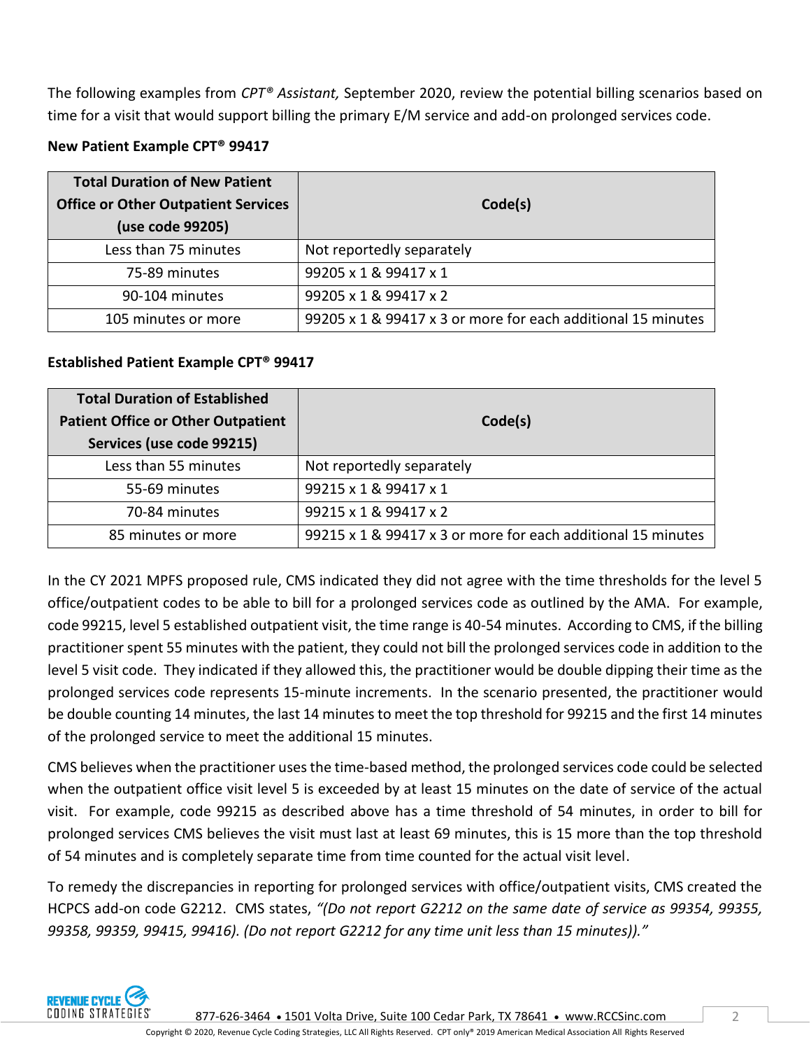The following examples from *CPT® Assistant,* September 2020, review the potential billing scenarios based on time for a visit that would support billing the primary E/M service and add-on prolonged services code.

**New Patient Example CPT® 99417**

| Total Duration of New Patient Office or Other Outpatient Services (use code 99205) | Code(s) |
|---|---|
| Less than 75 minutes | Not reportedly separately |
| 75-89 minutes | 99205 x 1 & 99417 x 1 |
| 90-104 minutes | 99205 x 1 & 99417 x 2 |
| 105 minutes or more | 99205 x 1 & 99417 x 3 or more for each additional 15 minutes |

**Established Patient Example CPT® 99417**

| Total Duration of Established Patient Office or Other Outpatient Services (use code 99215) | Code(s) |
|---|---|
| Less than 55 minutes | Not reportedly separately |
| 55-69 minutes | 99215 x 1 & 99417 x 1 |
| 70-84 minutes | 99215 x 1 & 99417 x 2 |
| 85 minutes or more | 99215 x 1 & 99417 x 3 or more for each additional 15 minutes |

In the CY 2021 MPFS proposed rule, CMS indicated they did not agree with the time thresholds for the level 5 office/outpatient codes to be able to bill for a prolonged services code as outlined by the AMA. For example, code 99215, level 5 established outpatient visit, the time range is 40-54 minutes. According to CMS, if the billing practitioner spent 55 minutes with the patient, they could not bill the prolonged services code in addition to the level 5 visit code. They indicated if they allowed this, the practitioner would be double dipping their time as the prolonged services code represents 15-minute increments. In the scenario presented, the practitioner would be double counting 14 minutes, the last 14 minutes to meet the top threshold for 99215 and the first 14 minutes of the prolonged service to meet the additional 15 minutes.

CMS believes when the practitioner uses the time-based method, the prolonged services code could be selected when the outpatient office visit level 5 is exceeded by at least 15 minutes on the date of service of the actual visit. For example, code 99215 as described above has a time threshold of 54 minutes, in order to bill for prolonged services CMS believes the visit must last at least 69 minutes, this is 15 more than the top threshold of 54 minutes and is completely separate time from time counted for the actual visit level.

To remedy the discrepancies in reporting for prolonged services with office/outpatient visits, CMS created the HCPCS add-on code G2212. CMS states, *"(Do not report G2212 on the same date of service as 99354, 99355, 99358, 99359, 99415, 99416). (Do not report G2212 for any time unit less than 15 minutes))."*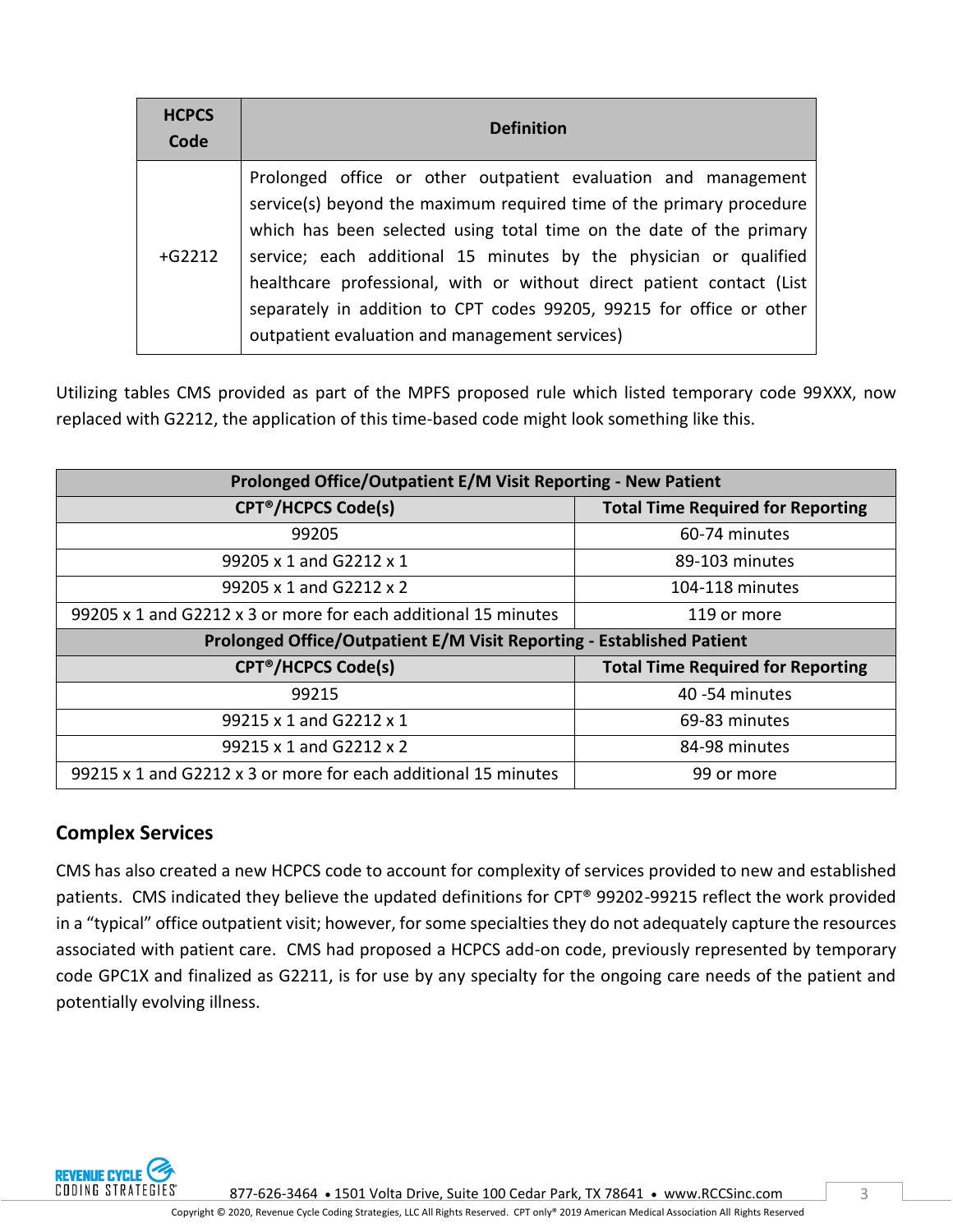| HCPCS Code | Definition |
|---|---|
| +G2212 | Prolonged office or other outpatient evaluation and management service(s) beyond the maximum required time of the primary procedure which has been selected using total time on the date of the primary service; each additional 15 minutes by the physician or qualified healthcare professional, with or without direct patient contact (List separately in addition to CPT codes 99205, 99215 for office or other outpatient evaluation and management services) |

Utilizing tables CMS provided as part of the MPFS proposed rule which listed temporary code 99XXX, now replaced with G2212, the application of this time-based code might look something like this.

| Prolonged Office/Outpatient E/M Visit Reporting - New Patient | |
|---|---|
| **CPT®/HCPCS Code(s)** | **Total Time Required for Reporting** |
| 99205 | 60-74 minutes |
| 99205 x 1 and G2212 x 1 | 89-103 minutes |
| 99205 x 1 and G2212 x 2 | 104-118 minutes |
| 99205 x 1 and G2212 x 3 or more for each additional 15 minutes | 119 or more |
| **Prolonged Office/Outpatient E/M Visit Reporting - Established Patient** | |
| **CPT®/HCPCS Code(s)** | **Total Time Required for Reporting** |
| 99215 | 40 -54 minutes |
| 99215 x 1 and G2212 x 1 | 69-83 minutes |
| 99215 x 1 and G2212 x 2 | 84-98 minutes |
| 99215 x 1 and G2212 x 3 or more for each additional 15 minutes | 99 or more |

## Complex Services

CMS has also created a new HCPCS code to account for complexity of services provided to new and established patients. CMS indicated they believe the updated definitions for CPT® 99202-99215 reflect the work provided in a "typical" office outpatient visit; however, for some specialties they do not adequately capture the resources associated with patient care. CMS had proposed a HCPCS add-on code, previously represented by temporary code GPC1X and finalized as G2211, is for use by any specialty for the ongoing care needs of the patient and potentially evolving illness.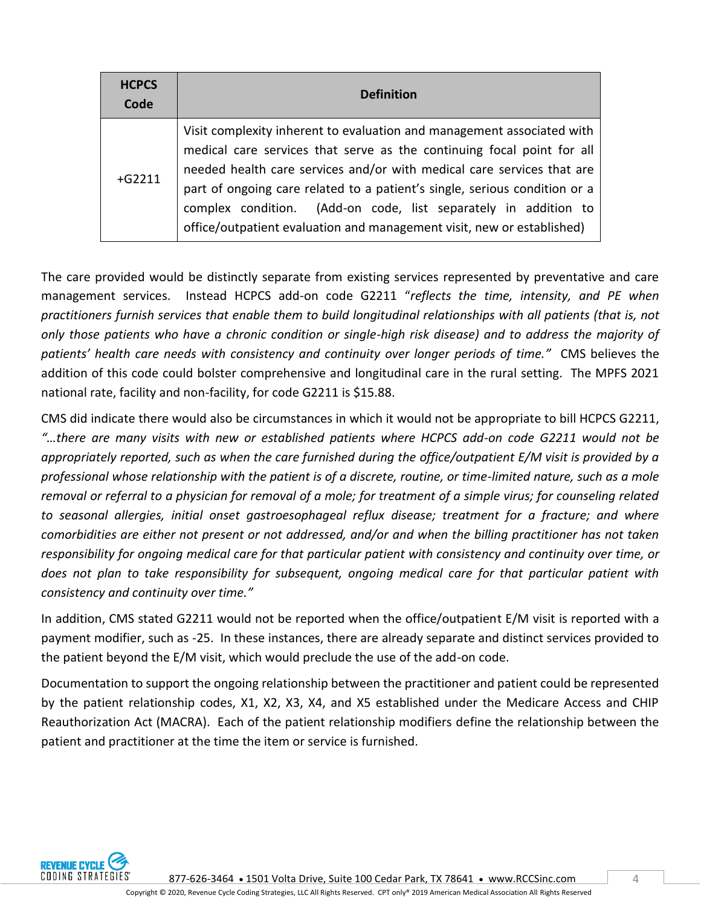| HCPCS Code | Definition |
|---|---|
| +G2211 | Visit complexity inherent to evaluation and management associated with medical care services that serve as the continuing focal point for all needed health care services and/or with medical care services that are part of ongoing care related to a patient's single, serious condition or a complex condition. (Add-on code, list separately in addition to office/outpatient evaluation and management visit, new or established) |

The care provided would be distinctly separate from existing services represented by preventative and care management services. Instead HCPCS add-on code G2211 "*reflects the time, intensity, and PE when practitioners furnish services that enable them to build longitudinal relationships with all patients (that is, not only those patients who have a chronic condition or single-high risk disease) and to address the majority of patients' health care needs with consistency and continuity over longer periods of time.*" CMS believes the addition of this code could bolster comprehensive and longitudinal care in the rural setting. The MPFS 2021 national rate, facility and non-facility, for code G2211 is $15.88.

CMS did indicate there would also be circumstances in which it would not be appropriate to bill HCPCS G2211, *"…there are many visits with new or established patients where HCPCS add-on code G2211 would not be appropriately reported, such as when the care furnished during the office/outpatient E/M visit is provided by a professional whose relationship with the patient is of a discrete, routine, or time-limited nature, such as a mole removal or referral to a physician for removal of a mole; for treatment of a simple virus; for counseling related to seasonal allergies, initial onset gastroesophageal reflux disease; treatment for a fracture; and where comorbidities are either not present or not addressed, and/or and when the billing practitioner has not taken responsibility for ongoing medical care for that particular patient with consistency and continuity over time, or does not plan to take responsibility for subsequent, ongoing medical care for that particular patient with consistency and continuity over time."*

In addition, CMS stated G2211 would not be reported when the office/outpatient E/M visit is reported with a payment modifier, such as -25. In these instances, there are already separate and distinct services provided to the patient beyond the E/M visit, which would preclude the use of the add-on code.

Documentation to support the ongoing relationship between the practitioner and patient could be represented by the patient relationship codes, X1, X2, X3, X4, and X5 established under the Medicare Access and CHIP Reauthorization Act (MACRA). Each of the patient relationship modifiers define the relationship between the patient and practitioner at the time the item or service is furnished.